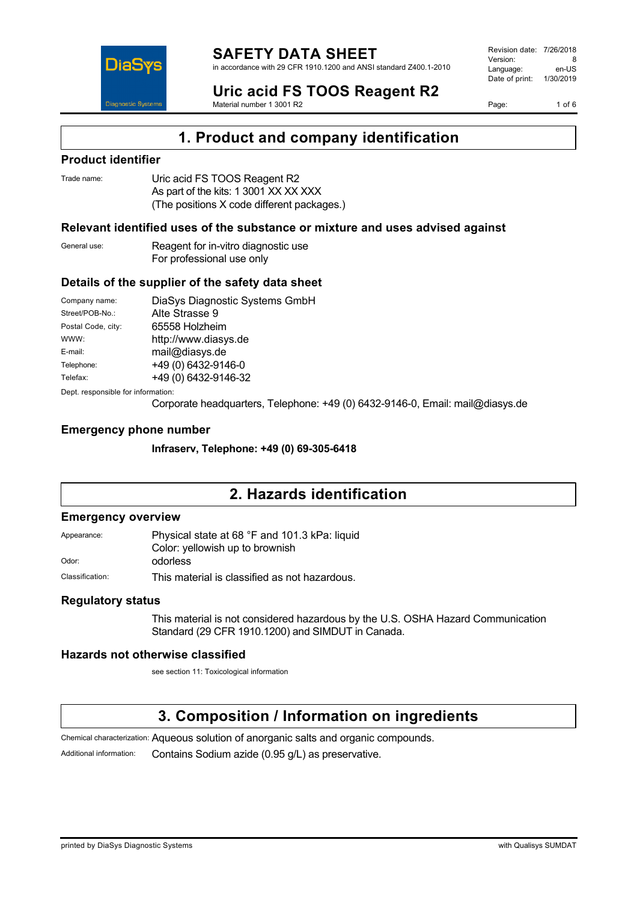# SAFETY DATA SHEET

in accordance with 29 CFR 1910.1200 and ANSI standard Z400.1-2010

Revision date: 7/26/2018
Version: 8
Language: en-US
Date of print: 1/30/2019

## Uric acid FS TOOS Reagent R2

Material number 1 3001 R2

## 1. Product and company identification

### Product identifier

Trade name: Uric acid FS TOOS Reagent R2
As part of the kits: 1 3001 XX XX XXX
(The positions X code different packages.)

### Relevant identified uses of the substance or mixture and uses advised against

General use: Reagent for in-vitro diagnostic use
For professional use only

### Details of the supplier of the safety data sheet

| | |
|---|---|
| Company name: | DiaSys Diagnostic Systems GmbH |
| Street/POB-No.: | Alte Strasse 9 |
| Postal Code, city: | 65558 Holzheim |
| WWW: | http://www.diasys.de |
| E-mail: | mail@diasys.de |
| Telephone: | +49 (0) 6432-9146-0 |
| Telefax: | +49 (0) 6432-9146-32 |

Dept. responsible for information:
Corporate headquarters, Telephone: +49 (0) 6432-9146-0, Email: mail@diasys.de

### Emergency phone number

**Infraserv, Telephone: +49 (0) 69-305-6418**

## 2. Hazards identification

### Emergency overview

Appearance: Physical state at 68 °F and 101.3 kPa: liquid
Color: yellowish up to brownish

Odor: odorless

Classification: This material is classified as not hazardous.

### Regulatory status

This material is not considered hazardous by the U.S. OSHA Hazard Communication Standard (29 CFR 1910.1200) and SIMDUT in Canada.

### Hazards not otherwise classified

see section 11: Toxicological information

## 3. Composition / Information on ingredients

Chemical characterization: Aqueous solution of anorganic salts and organic compounds.

Additional information: Contains Sodium azide (0.95 g/L) as preservative.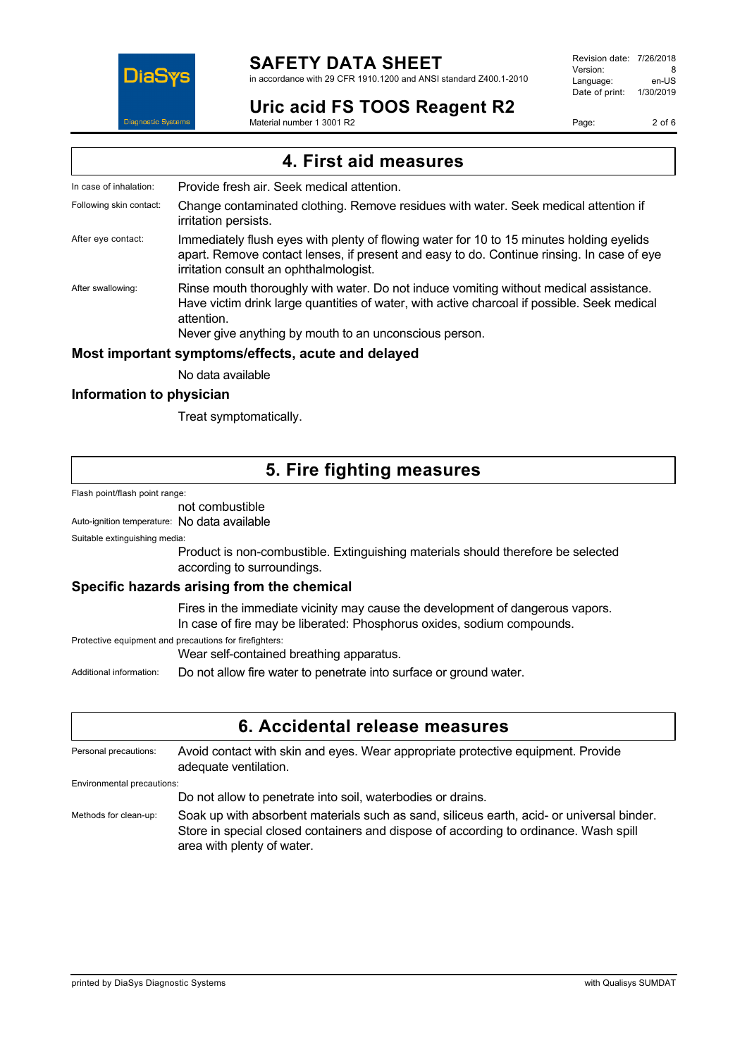## 4. First aid measures

**In case of inhalation:** Provide fresh air. Seek medical attention.

**Following skin contact:** Change contaminated clothing. Remove residues with water. Seek medical attention if irritation persists.

**After eye contact:** Immediately flush eyes with plenty of flowing water for 10 to 15 minutes holding eyelids apart. Remove contact lenses, if present and easy to do. Continue rinsing. In case of eye irritation consult an ophthalmologist.

**After swallowing:** Rinse mouth thoroughly with water. Do not induce vomiting without medical assistance. Have victim drink large quantities of water, with active charcoal if possible. Seek medical attention.
Never give anything by mouth to an unconscious person.

### Most important symptoms/effects, acute and delayed

No data available

### Information to physician

Treat symptomatically.

## 5. Fire fighting measures

**Flash point/flash point range:**
not combustible

**Auto-ignition temperature:** No data available

**Suitable extinguishing media:**
Product is non-combustible. Extinguishing materials should therefore be selected according to surroundings.

### Specific hazards arising from the chemical

Fires in the immediate vicinity may cause the development of dangerous vapors.
In case of fire may be liberated: Phosphorus oxides, sodium compounds.

**Protective equipment and precautions for firefighters:**
Wear self-contained breathing apparatus.

**Additional information:** Do not allow fire water to penetrate into surface or ground water.

## 6. Accidental release measures

**Personal precautions:** Avoid contact with skin and eyes. Wear appropriate protective equipment. Provide adequate ventilation.

**Environmental precautions:**
Do not allow to penetrate into soil, waterbodies or drains.

**Methods for clean-up:** Soak up with absorbent materials such as sand, siliceus earth, acid- or universal binder. Store in special closed containers and dispose of according to ordinance. Wash spill area with plenty of water.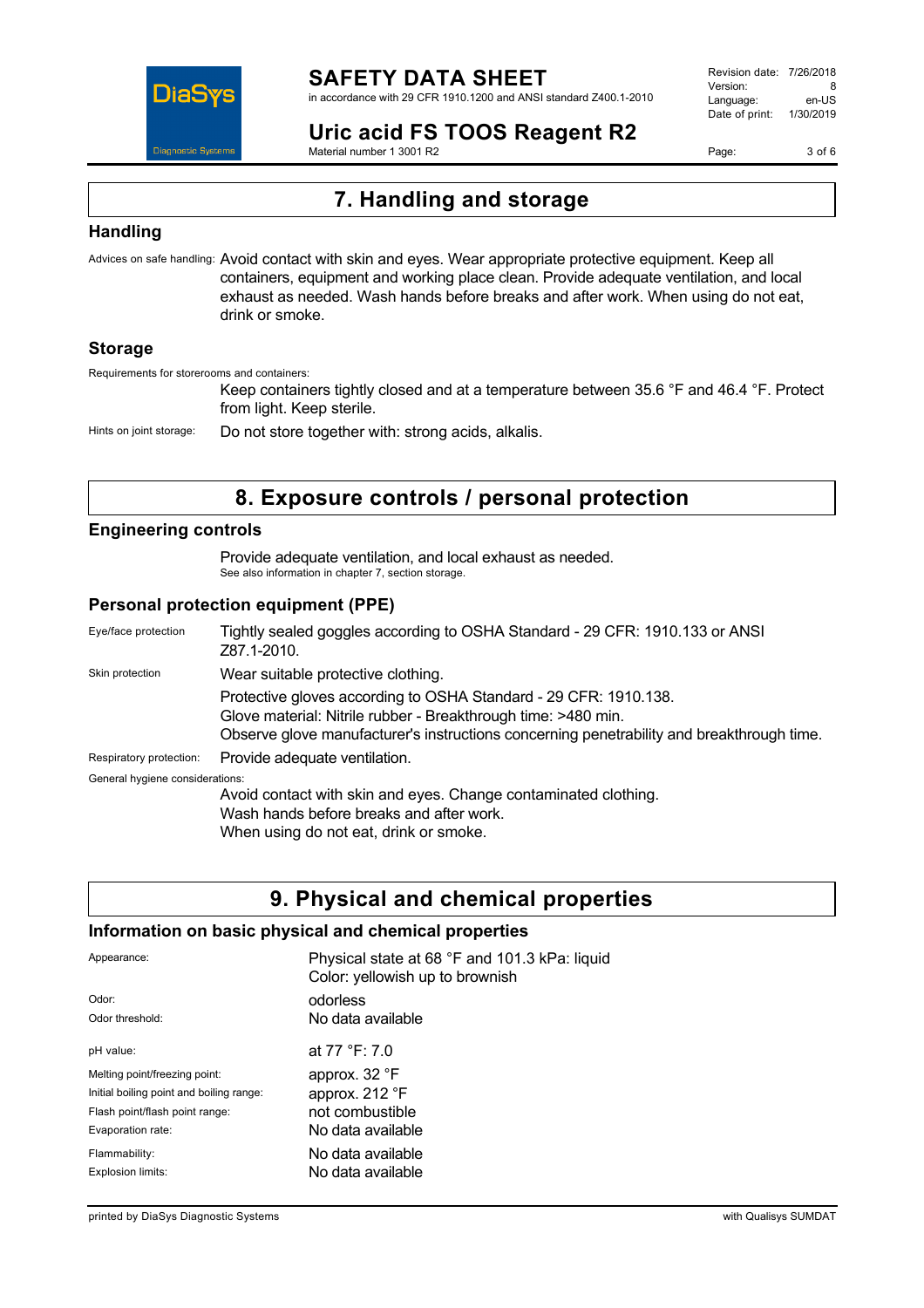## 7. Handling and storage

### Handling

Advices on safe handling: Avoid contact with skin and eyes. Wear appropriate protective equipment. Keep all containers, equipment and working place clean. Provide adequate ventilation, and local exhaust as needed. Wash hands before breaks and after work. When using do not eat, drink or smoke.

### Storage

Requirements for storerooms and containers:

Keep containers tightly closed and at a temperature between 35.6 °F and 46.4 °F. Protect from light. Keep sterile.

Hints on joint storage: Do not store together with: strong acids, alkalis.

## 8. Exposure controls / personal protection

### Engineering controls

Provide adequate ventilation, and local exhaust as needed.
See also information in chapter 7, section storage.

### Personal protection equipment (PPE)

Eye/face protection: Tightly sealed goggles according to OSHA Standard - 29 CFR: 1910.133 or ANSI Z87.1-2010.

Skin protection: Wear suitable protective clothing.

Protective gloves according to OSHA Standard - 29 CFR: 1910.138.
Glove material: Nitrile rubber - Breakthrough time: >480 min.
Observe glove manufacturer's instructions concerning penetrability and breakthrough time.

Respiratory protection: Provide adequate ventilation.

General hygiene considerations:

Avoid contact with skin and eyes. Change contaminated clothing.
Wash hands before breaks and after work.
When using do not, drink or smoke.

## 9. Physical and chemical properties

### Information on basic physical and chemical properties

| | |
|---|---|
| Appearance: | Physical state at 68 °F and 101.3 kPa: liquid<br>Color: yellowish up to brownish |
| Odor: | odorless |
| Odor threshold: | No data available |
| pH value: | at 77 °F: 7.0 |
| Melting point/freezing point: | approx. 32 °F |
| Initial boiling point and boiling range: | approx. 212 °F |
| Flash point/flash point range: | not combustible |
| Evaporation rate: | No data available |
| Flammability: | No data available |
| Explosion limits: | No data available |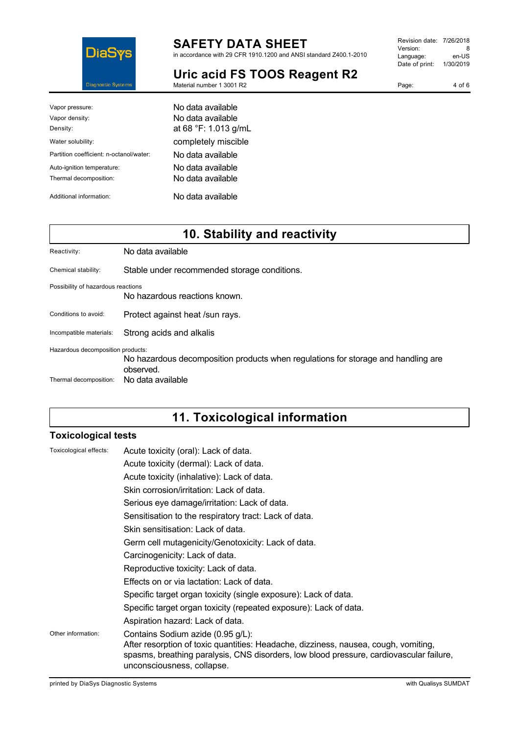| | |
|---|---|
| Vapor pressure: | No data available |
| Vapor density: | No data available |
| Density: | at 68 °F: 1.013 g/mL |
| Water solubility: | completely miscible |
| Partition coefficient: n-octanol/water: | No data available |
| Auto-ignition temperature: | No data available |
| Thermal decomposition: | No data available |
| Additional information: | No data available |

## 10. Stability and reactivity

**Reactivity:** No data available

**Chemical stability:** Stable under recommended storage conditions.

**Possibility of hazardous reactions**
No hazardous reactions known.

**Conditions to avoid:** Protect against heat /sun rays.

**Incompatible materials:** Strong acids and alkalis

**Hazardous decomposition products:**
No hazardous decomposition products when regulations for storage and handling are observed.

**Thermal decomposition:** No data available

## 11. Toxicological information

### Toxicological tests

**Toxicological effects:**
Acute toxicity (oral): Lack of data.
Acute toxicity (dermal): Lack of data.
Acute toxicity (inhalative): Lack of data.
Skin corrosion/irritation: Lack of data.
Serious eye damage/irritation: Lack of data.
Sensitisation to the respiratory tract: Lack of data.
Skin sensitisation: Lack of data.
Germ cell mutagenicity/Genotoxicity: Lack of data.
Carcinogenicity: Lack of data.
Reproductive toxicity: Lack of data.
Effects on or via lactation: Lack of data.
Specific target organ toxicity (single exposure): Lack of data.
Specific target organ toxicity (repeated exposure): Lack of data.
Aspiration hazard: Lack of data.

**Other information:** Contains Sodium azide (0.95 g/L):
After resorption of toxic quantities: Headache, dizziness, nausea, cough, vomiting, spasms, breathing paralysis, CNS disorders, low blood pressure, cardiovascular failure, unconsciousness, collapse.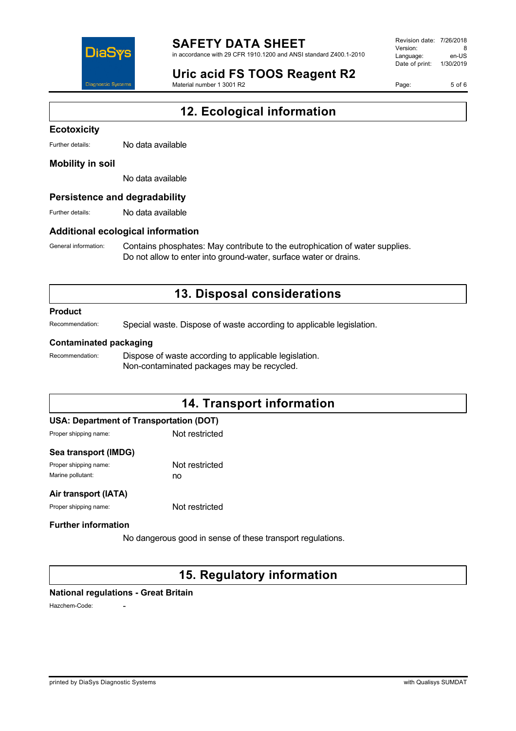## 12. Ecological information

### Ecotoxicity

Further details: No data available

### Mobility in soil

No data available

### Persistence and degradability

Further details: No data available

### Additional ecological information

General information: Contains phosphates: May contribute to the eutrophication of water supplies. Do not allow to enter into ground-water, surface water or drains.

## 13. Disposal considerations

### Product

Recommendation: Special waste. Dispose of waste according to applicable legislation.

### Contaminated packaging

Recommendation: Dispose of waste according to applicable legislation. Non-contaminated packages may be recycled.

## 14. Transport information

### USA: Department of Transportation (DOT)

Proper shipping name: Not restricted

### Sea transport (IMDG)

Proper shipping name: Not restricted

Marine pollutant: no

### Air transport (IATA)

Proper shipping name: Not restricted

### Further information

No dangerous good in sense of these transport regulations.

## 15. Regulatory information

### National regulations - Great Britain

Hazchem-Code: -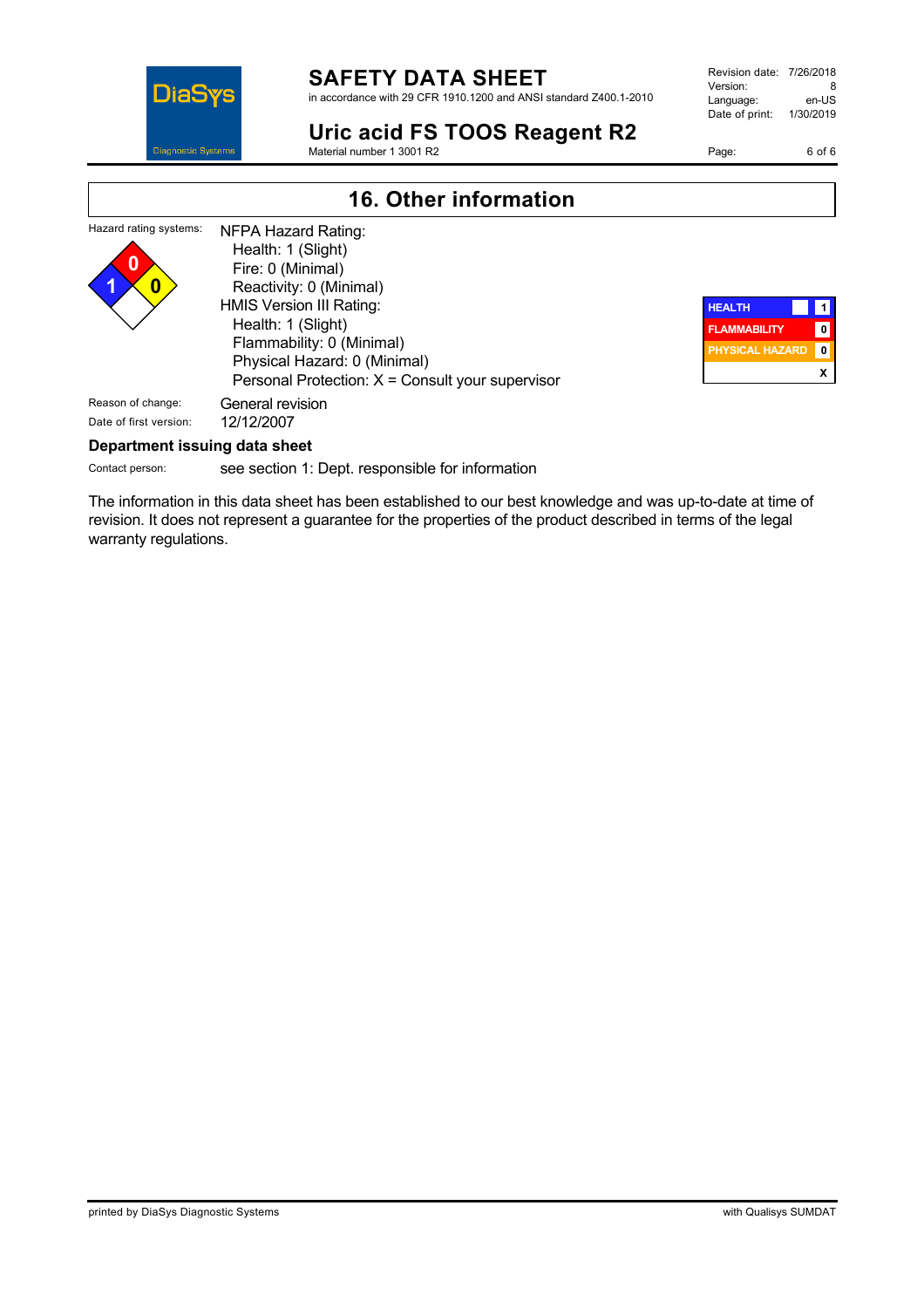## 16. Other information

Hazard rating systems:

NFPA Hazard Rating:
- Health: 1 (Slight)
- Fire: 0 (Minimal)
- Reactivity: 0 (Minimal)

HMIS Version III Rating:
- Health: 1 (Slight)
- Flammability: 0 (Minimal)
- Physical Hazard: 0 (Minimal)
- Personal Protection: X = Consult your supervisor

| | |
|---|---|
| HEALTH | 1 |
| FLAMMABILITY | 0 |
| PHYSICAL HAZARD | 0 |
| | X |

Reason of change: General revision

Date of first version: 12/12/2007

### Department issuing data sheet

Contact person: see section 1: Dept. responsible for information

The information in this data sheet has been established to our best knowledge and was up-to-date at time of revision. It does not represent a guarantee for the properties of the product described in terms of the legal warranty regulations.